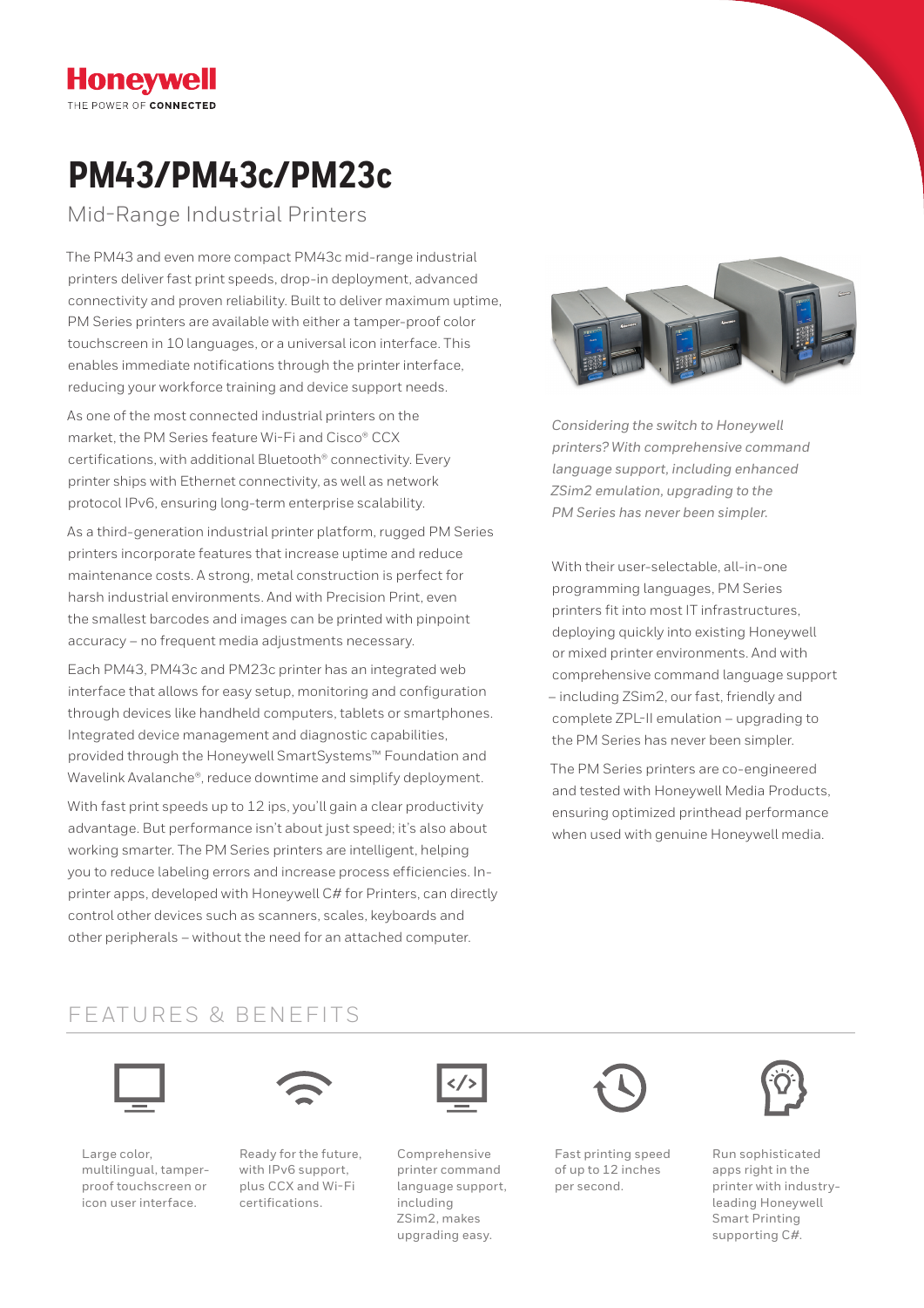Honeywell
THE POWER OF CONNECTED

# PM43/PM43c/PM23c

## Mid-Range Industrial Printers

The PM43 and even more compact PM43c mid-range industrial printers deliver fast print speeds, drop-in deployment, advanced connectivity and proven reliability. Built to deliver maximum uptime, PM Series printers are available with either a tamper-proof color touchscreen in 10 languages, or a universal icon interface. This enables immediate notifications through the printer interface, reducing your workforce training and device support needs.

As one of the most connected industrial printers on the market, the PM Series feature Wi-Fi and Cisco® CCX certifications, with additional Bluetooth® connectivity. Every printer ships with Ethernet connectivity, as well as network protocol IPv6, ensuring long-term enterprise scalability.

As a third-generation industrial printer platform, rugged PM Series printers incorporate features that increase uptime and reduce maintenance costs. A strong, metal construction is perfect for harsh industrial environments. And with Precision Print, even the smallest barcodes and images can be printed with pinpoint accuracy – no frequent media adjustments necessary.

Each PM43, PM43c and PM23c printer has an integrated web interface that allows for easy setup, monitoring and configuration through devices like handheld computers, tablets or smartphones. Integrated device management and diagnostic capabilities, provided through the Honeywell SmartSystems™ Foundation and Wavelink Avalanche®, reduce downtime and simplify deployment.

With fast print speeds up to 12 ips, you'll gain a clear productivity advantage. But performance isn't about just speed; it's also about working smarter. The PM Series printers are intelligent, helping you to reduce labeling errors and increase process efficiencies. In-printer apps, developed with Honeywell C# for Printers, can directly control other devices such as scanners, scales, keyboards and other peripherals – without the need for an attached computer.

*Considering the switch to Honeywell printers? With comprehensive command language support, including enhanced ZSim2 emulation, upgrading to the PM Series has never been simpler.*

With their user-selectable, all-in-one programming languages, PM Series printers fit into most IT infrastructures, deploying quickly into existing Honeywell or mixed printer environments. And with comprehensive command language support – including ZSim2, our fast, friendly and complete ZPL-II emulation – upgrading to the PM Series has never been simpler.

The PM Series printers are co-engineered and tested with Honeywell Media Products, ensuring optimized printhead performance when used with genuine Honeywell media.

## FEATURES & BENEFITS

- Large color, multilingual, tamper-proof touchscreen or icon user interface.
- Ready for the future, with IPv6 support, plus CCX and Wi-Fi certifications.
- Comprehensive printer command language support, including ZSim2, makes upgrading easy.
- Fast printing speed of up to 12 inches per second.
- Run sophisticated apps right in the printer with industry-leading Honeywell Smart Printing supporting C#.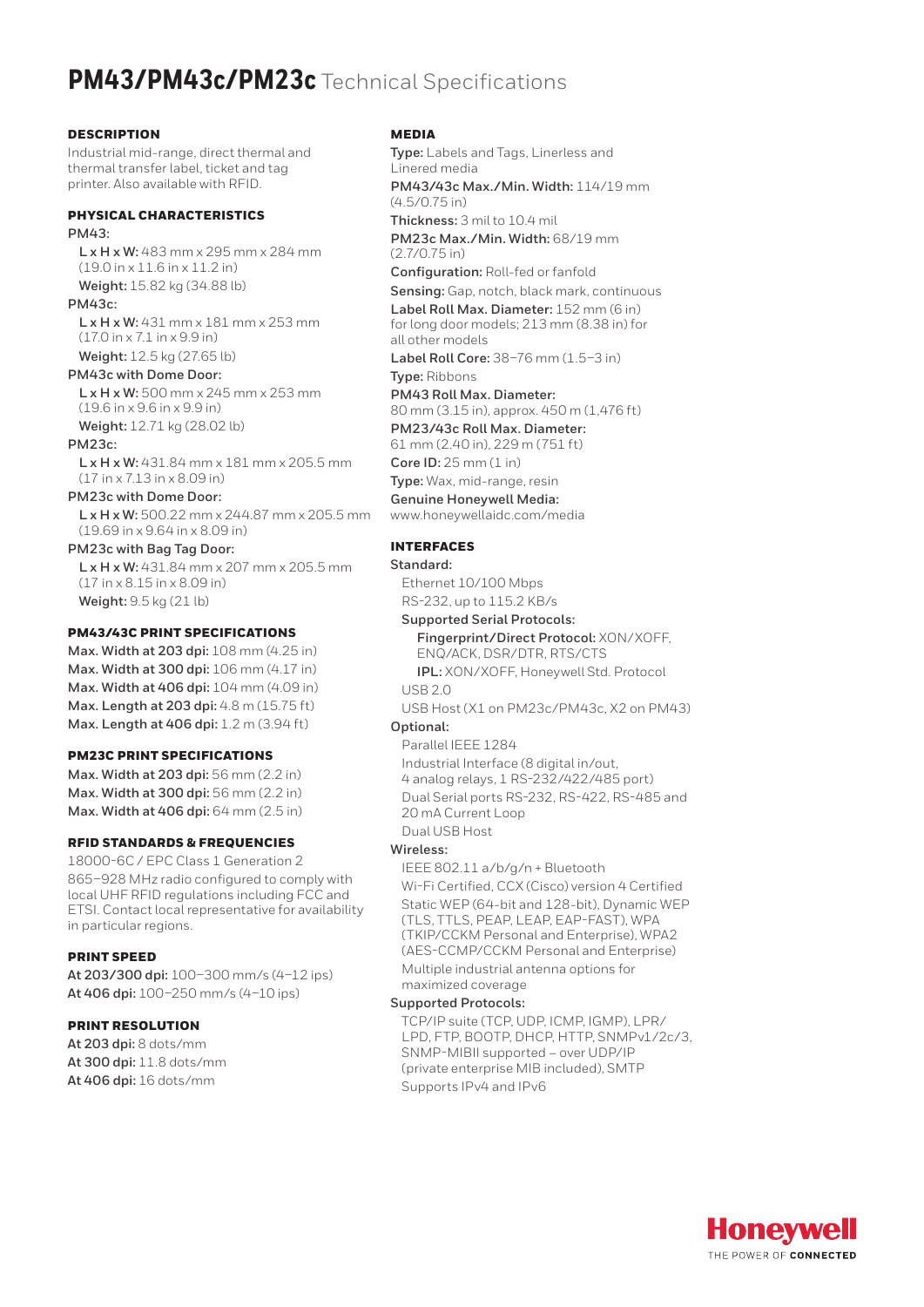# **PM43/PM43c/PM23c** Technical Specifications

## DESCRIPTION

Industrial mid-range, direct thermal and thermal transfer label, ticket and tag printer. Also available with RFID.

## PHYSICAL CHARACTERISTICS

**PM43:**

**L x H x W:** 483 mm x 295 mm x 284 mm (19.0 in x 11.6 in x 11.2 in)

**Weight:** 15.82 kg (34.88 lb)

**PM43c:**

**L x H x W:** 431 mm x 181 mm x 253 mm (17.0 in x 7.1 in x 9.9 in)

**Weight:** 12.5 kg (27.65 lb)

**PM43c with Dome Door:**

**L x H x W:** 500 mm x 245 mm x 253 mm (19.6 in x 9.6 in x 9.9 in)

**Weight:** 12.71 kg (28.02 lb)

**PM23c:**

**L x H x W:** 431.84 mm x 181 mm x 205.5 mm (17 in x 7.13 in x 8.09 in)

**PM23c with Dome Door:**

**L x H x W:** 500.22 mm x 244.87 mm x 205.5 mm (19.69 in x 9.64 in x 8.09 in)

**PM23c with Bag Tag Door:**

**L x H x W:** 431.84 mm x 207 mm x 205.5 mm (17 in x 8.15 in x 8.09 in)

**Weight:** 9.5 kg (21 lb)

## PM43/43C PRINT SPECIFICATIONS

**Max. Width at 203 dpi:** 108 mm (4.25 in)
**Max. Width at 300 dpi:** 106 mm (4.17 in)
**Max. Width at 406 dpi:** 104 mm (4.09 in)
**Max. Length at 203 dpi:** 4.8 m (15.75 ft)
**Max. Length at 406 dpi:** 1.2 m (3.94 ft)

## PM23C PRINT SPECIFICATIONS

**Max. Width at 203 dpi:** 56 mm (2.2 in)
**Max. Width at 300 dpi:** 56 mm (2.2 in)
**Max. Width at 406 dpi:** 64 mm (2.5 in)

## RFID STANDARDS & FREQUENCIES

18000-6C / EPC Class 1 Generation 2

865–928 MHz radio configured to comply with local UHF RFID regulations including FCC and ETSI. Contact local representative for availability in particular regions.

## PRINT SPEED

**At 203/300 dpi:** 100–300 mm/s (4–12 ips)
**At 406 dpi:** 100–250 mm/s (4–10 ips)

## PRINT RESOLUTION

**At 203 dpi:** 8 dots/mm
**At 300 dpi:** 11.8 dots/mm
**At 406 dpi:** 16 dots/mm

## MEDIA

**Type:** Labels and Tags, Linerless and Linered media

**PM43/43c Max./Min. Width:** 114/19 mm (4.5/0.75 in)

**Thickness:** 3 mil to 10.4 mil

**PM23c Max./Min. Width:** 68/19 mm (2.7/0.75 in)

**Configuration:** Roll-fed or fanfold

**Sensing:** Gap, notch, black mark, continuous

**Label Roll Max. Diameter:** 152 mm (6 in) for long door models; 213 mm (8.38 in) for all other models

**Label Roll Core:** 38–76 mm (1.5–3 in)

**Type:** Ribbons

**PM43 Roll Max. Diameter:** 80 mm (3.15 in), approx. 450 m (1,476 ft)

**PM23/43c Roll Max. Diameter:** 61 mm (2.40 in), 229 m (751 ft)

**Core ID:** 25 mm (1 in)

**Type:** Wax, mid-range, resin

**Genuine Honeywell Media:** www.honeywellaidc.com/media

## INTERFACES

**Standard:**

Ethernet 10/100 Mbps

RS-232, up to 115.2 KB/s

**Supported Serial Protocols:**

**Fingerprint/Direct Protocol:** XON/XOFF, ENQ/ACK, DSR/DTR, RTS/CTS

**IPL:** XON/XOFF, Honeywell Std. Protocol

USB 2.0

USB Host (X1 on PM23c/PM43c, X2 on PM43)

**Optional:**

Parallel IEEE 1284

Industrial Interface (8 digital in/out, 4 analog relays, 1 RS-232/422/485 port)

Dual Serial ports RS-232, RS-422, RS-485 and 20 mA Current Loop

Dual USB Host

**Wireless:**

IEEE 802.11 a/b/g/n + Bluetooth

Wi-Fi Certified, CCX (Cisco) version 4 Certified

Static WEP (64-bit and 128-bit), Dynamic WEP (TLS, TTLS, PEAP, LEAP, EAP-FAST), WPA (TKIP/CCKM Personal and Enterprise), WPA2 (AES-CCMP/CCKM Personal and Enterprise)

Multiple industrial antenna options for maximized coverage

**Supported Protocols:**

TCP/IP suite (TCP, UDP, ICMP, IGMP), LPR/LPD, FTP, BOOTP, DHCP, HTTP, SNMPv1/2c/3, SNMP-MIBII supported – over UDP/IP (private enterprise MIB included), SMTP

Supports IPv4 and IPv6

Honeywell
THE POWER OF CONNECTED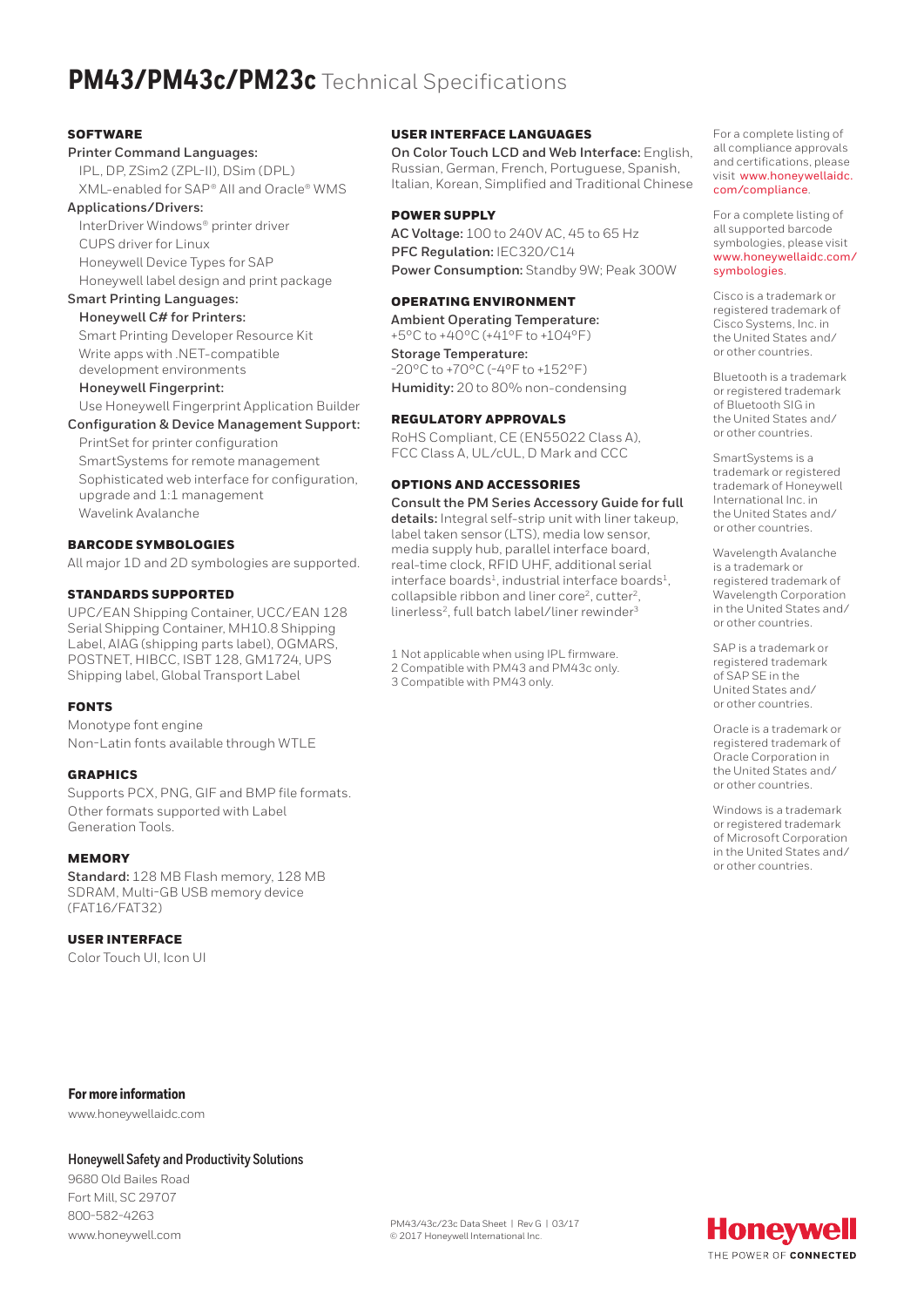# **PM43/PM43c/PM23c** Technical Specifications

## SOFTWARE

**Printer Command Languages:**

IPL, DP, ZSim2 (ZPL-II), DSim (DPL)
XML-enabled for SAP® AII and Oracle® WMS

**Applications/Drivers:**

InterDriver Windows® printer driver
CUPS driver for Linux
Honeywell Device Types for SAP
Honeywell label design and print package

**Smart Printing Languages:**

**Honeywell C# for Printers:**
Smart Printing Developer Resource Kit
Write apps with .NET-compatible development environments

**Honeywell Fingerprint:**
Use Honeywell Fingerprint Application Builder

**Configuration & Device Management Support:**

PrintSet for printer configuration
SmartSystems for remote management
Sophisticated web interface for configuration, upgrade and 1:1 management
Wavelink Avalanche

## BARCODE SYMBOLOGIES

All major 1D and 2D symbologies are supported.

## STANDARDS SUPPORTED

UPC/EAN Shipping Container, UCC/EAN 128 Serial Shipping Container, MH10.8 Shipping Label, AIAG (shipping parts label), OGMARS, POSTNET, HIBCC, ISBT 128, GM1724, UPS Shipping label, Global Transport Label

## FONTS

Monotype font engine
Non-Latin fonts available through WTLE

## GRAPHICS

Supports PCX, PNG, GIF and BMP file formats. Other formats supported with Label Generation Tools.

## MEMORY

**Standard:** 128 MB Flash memory, 128 MB SDRAM, Multi-GB USB memory device (FAT16/FAT32)

## USER INTERFACE

Color Touch UI, Icon UI

## USER INTERFACE LANGUAGES

**On Color Touch LCD and Web Interface:** English, Russian, German, French, Portuguese, Spanish, Italian, Korean, Simplified and Traditional Chinese

## POWER SUPPLY

**AC Voltage:** 100 to 240V AC, 45 to 65 Hz
**PFC Regulation:** IEC320/C14
**Power Consumption:** Standby 9W; Peak 300W

## OPERATING ENVIRONMENT

**Ambient Operating Temperature:**
+5°C to +40°C (+41°F to +104°F)

**Storage Temperature:**
-20°C to +70°C (-4°F to +152°F)

**Humidity:** 20 to 80% non-condensing

## REGULATORY APPROVALS

RoHS Compliant, CE (EN55022 Class A), FCC Class A, UL/cUL, D Mark and CCC

## OPTIONS AND ACCESSORIES

**Consult the PM Series Accessory Guide for full details:** Integral self-strip unit with liner takeup, label taken sensor (LTS), media low sensor, media supply hub, parallel interface board, real-time clock, RFID UHF, additional serial interface boards[1], industrial interface boards[1], collapsible ribbon and liner core[2], cutter[2], linerless[2], full batch label/liner rewinder[3]

1 Not applicable when using IPL firmware.
2 Compatible with PM43 and PM43c only.
3 Compatible with PM43 only.

For a complete listing of all compliance approvals and certifications, please visit www.honeywellaidc.com/compliance.

For a complete listing of all supported barcode symbologies, please visit www.honeywellaidc.com/symbologies.

Cisco is a trademark or registered trademark of Cisco Systems, Inc. in the United States and/or other countries.

Bluetooth is a trademark or registered trademark of Bluetooth SIG in the United States and/or other countries.

SmartSystems is a trademark or registered trademark of Honeywell International Inc. in the United States and/or other countries.

Wavelength Avalanche is a trademark or registered trademark of Wavelength Corporation in the United States and/or other countries.

SAP is a trademark or registered trademark of SAP SE in the United States and/or other countries.

Oracle is a trademark or registered trademark of Oracle Corporation in the United States and/or other countries.

Windows is a trademark or registered trademark of Microsoft Corporation in the United States and/or other countries.

**For more information**
www.honeywellaidc.com

**Honeywell Safety and Productivity Solutions**
9680 Old Bailes Road
Fort Mill, SC 29707
800-582-4263
www.honeywell.com

PM43/43c/23c Data Sheet | Rev G | 03/17
© 2017 Honeywell International Inc.

Honeywell
THE POWER OF CONNECTED